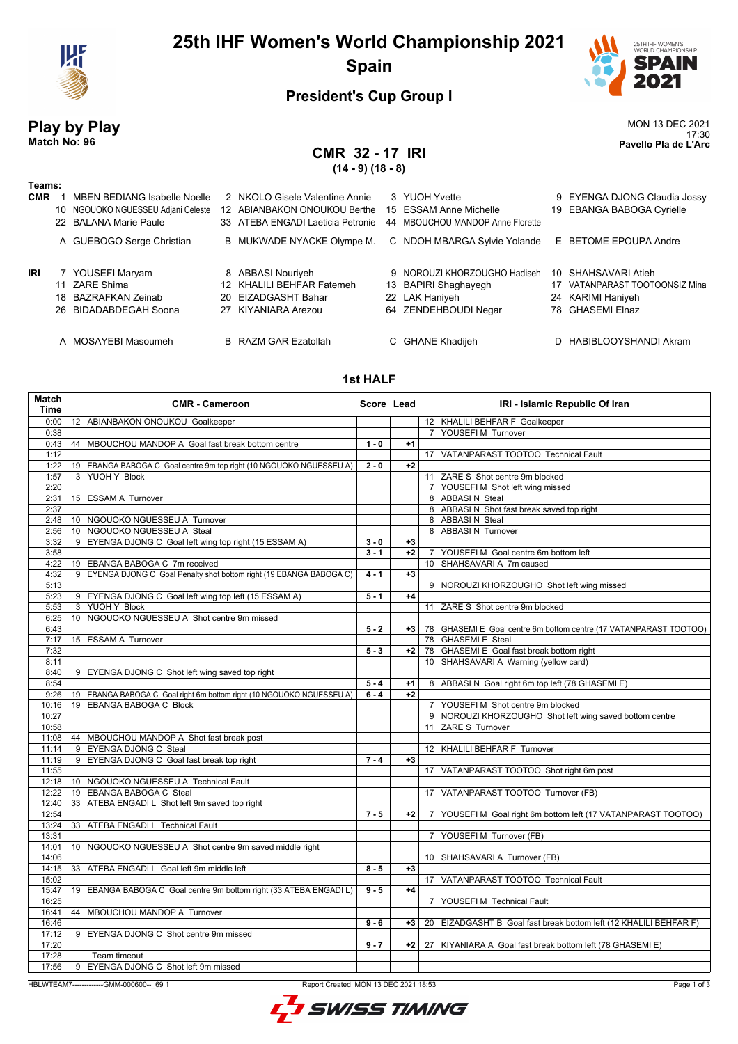# 25th IHF Women's World Championship 2021

## Spain

### President's Cup Group I

## Play by Play

**Match No: 96**

MON 13 DEC 2021
17:30
**Pavello Pla de L'Arc**

## CMR 32 - 17 IRI

**(14 - 9) (18 - 8)**

**Teams:**

**CMR**

| | | | |
|---|---|---|---|
| 1 MBEN BEDIANG Isabelle Noelle | 2 NKOLO Gisele Valentine Annie | 3 YUOH Yvette | 9 EYENGA DJONG Claudia Jossy |
| 10 NGOUOKO NGUESSEU Adjani Celeste | 12 ABIANBAKON ONOUKOU Berthe | 15 ESSAM Anne Michelle | 19 EBANGA BABOGA Cyrielle |
| 22 BALANA Marie Paule | 33 ATEBA ENGADI Laeticia Petronie | 44 MBOUCHOU MANDOP Anne Florette | |
| A GUEBOGO Serge Christian | B MUKWADE NYACKE Olympe M. | C NDOH MBARGA Sylvie Yolande | E BETOME EPOUPA Andre |

**IRI**

| | | | |
|---|---|---|---|
| 7 YOUSEFI Maryam | 8 ABBASI Nouriyeh | 9 NOROUZI KHORZOUGHO Hadiseh | 10 SHAHSAVARI Atieh |
| 11 ZARE Shima | 12 KHALILI BEHFAR Fatemeh | 13 BAPIRI Shaghayegh | 17 VATANPARAST TOOTOONSIZ Mina |
| 18 BAZRAFKAN Zeinab | 20 EIZADGASHT Bahar | 22 LAK Haniyeh | 24 KARIMI Haniyeh |
| 26 BIDADABDEGAH Soona | 27 KIYANIARA Arezou | 64 ZENDEHBOUDI Negar | 78 GHASEMI Elnaz |
| A MOSAYEBI Masoumeh | B RAZM GAR Ezatollah | C GHANE Khadijeh | D HABIBLOOYSHANDI Akram |

### 1st HALF

| Match Time | CMR - Cameroon | Score | Lead | IRI - Islamic Republic Of Iran |
|---|---|---|---|---|
| 0:00 | 12 ABIANBAKON ONOUKOU Goalkeeper | | | 12 KHALILI BEHFAR F Goalkeeper |
| 0:38 | | | | 7 YOUSEFI M Turnover |
| 0:43 | 44 MBOUCHOU MANDOP A Goal fast break bottom centre | 1 - 0 | +1 | |
| 1:12 | | | | 17 VATANPARAST TOOTOO Technical Fault |
| 1:22 | 19 EBANGA BABOGA C Goal centre 9m top right (10 NGOUOKO NGUESSEU A) | 2 - 0 | +2 | |
| 1:57 | 3 YUOH Y Block | | | 11 ZARE S Shot centre 9m blocked |
| 2:20 | | | | 7 YOUSEFI M Shot left wing missed |
| 2:31 | 15 ESSAM A Turnover | | | 8 ABBASI N Steal |
| 2:37 | | | | 8 ABBASI N Shot fast break saved top right |
| 2:48 | 10 NGOUOKO NGUESSEU A Turnover | | | 8 ABBASI N Steal |
| 2:56 | 10 NGOUOKO NGUESSEU A Steal | | | 8 ABBASI N Turnover |
| 3:32 | 9 EYENGA DJONG C Goal left wing top right (15 ESSAM A) | 3 - 0 | +3 | |
| 3:58 | | 3 - 1 | +2 | 7 YOUSEFI M Goal centre 6m bottom left |
| 4:22 | 19 EBANGA BABOGA C 7m received | | | 10 SHAHSAVARI A 7m caused |
| 4:32 | 9 EYENGA DJONG C Goal Penalty shot bottom right (19 EBANGA BABOGA C) | 4 - 1 | +3 | |
| 5:13 | | | | 9 NOROUZI KHORZOUGHO Shot left wing missed |
| 5:23 | 9 EYENGA DJONG C Goal left wing top left (15 ESSAM A) | 5 - 1 | +4 | |
| 5:53 | 3 YUOH Y Block | | | 11 ZARE S Shot centre 9m blocked |
| 6:25 | 10 NGOUOKO NGUESSEU A Shot centre 9m missed | | | |
| 6:43 | | 5 - 2 | +3 | 78 GHASEMI E Goal centre 6m bottom centre (17 VATANPARAST TOOTOO) |
| 7:17 | 15 ESSAM A Turnover | | | 78 GHASEMI E Steal |
| 7:32 | | 5 - 3 | +2 | 78 GHASEMI E Goal fast break bottom right |
| 8:11 | | | | 10 SHAHSAVARI A Warning (yellow card) |
| 8:40 | 9 EYENGA DJONG C Shot left wing saved top right | | | |
| 8:54 | | 5 - 4 | +1 | 8 ABBASI N Goal right 6m top left (78 GHASEMI E) |
| 9:26 | 19 EBANGA BABOGA C Goal right 6m bottom right (10 NGOUOKO NGUESSEU A) | 6 - 4 | +2 | |
| 10:16 | 19 EBANGA BABOGA C Block | | | 7 YOUSEFI M Shot centre 9m blocked |
| 10:27 | | | | 9 NOROUZI KHORZOUGHO Shot left wing saved bottom centre |
| 10:58 | | | | 11 ZARE S Turnover |
| 11:08 | 44 MBOUCHOU MANDOP A Shot fast break post | | | |
| 11:14 | 9 EYENGA DJONG C Steal | | | 12 KHALILI BEHFAR F Turnover |
| 11:19 | 9 EYENGA DJONG C Goal fast break top right | 7 - 4 | +3 | |
| 11:55 | | | | 17 VATANPARAST TOOTOO Shot right 6m post |
| 12:18 | 10 NGOUOKO NGUESSEU A Technical Fault | | | |
| 12:22 | 19 EBANGA BABOGA C Steal | | | 17 VATANPARAST TOOTOO Turnover (FB) |
| 12:40 | 33 ATEBA ENGADI L Shot left 9m saved top right | | | |
| 12:54 | | 7 - 5 | +2 | 7 YOUSEFI M Goal right 6m bottom left (17 VATANPARAST TOOTOO) |
| 13:24 | 33 ATEBA ENGADI L Technical Fault | | | |
| 13:31 | | | | 7 YOUSEFI M Turnover (FB) |
| 14:01 | 10 NGOUOKO NGUESSEU A Shot centre 9m saved middle right | | | |
| 14:06 | | | | 10 SHAHSAVARI A Turnover (FB) |
| 14:15 | 33 ATEBA ENGADI L Goal left 9m middle left | 8 - 5 | +3 | |
| 15:02 | | | | 17 VATANPARAST TOOTOO Technical Fault |
| 15:47 | 19 EBANGA BABOGA C Goal centre 9m bottom right (33 ATEBA ENGADI L) | 9 - 5 | +4 | |
| 16:25 | | | | 7 YOUSEFI M Technical Fault |
| 16:41 | 44 MBOUCHOU MANDOP A Turnover | | | |
| 16:46 | | 9 - 6 | +3 | 20 EIZADGASHT B Goal fast break bottom left (12 KHALILI BEHFAR F) |
| 17:12 | 9 EYENGA DJONG C Shot centre 9m missed | | | |
| 17:20 | | 9 - 7 | +2 | 27 KIYANIARA A Goal fast break bottom left (78 GHASEMI E) |
| 17:28 | Team timeout | | | |
| 17:56 | 9 EYENGA DJONG C Shot left 9m missed | | | |

HBLWTEAM7-------------GMM-000600--_69 1 Report Created MON 13 DEC 2021 18:53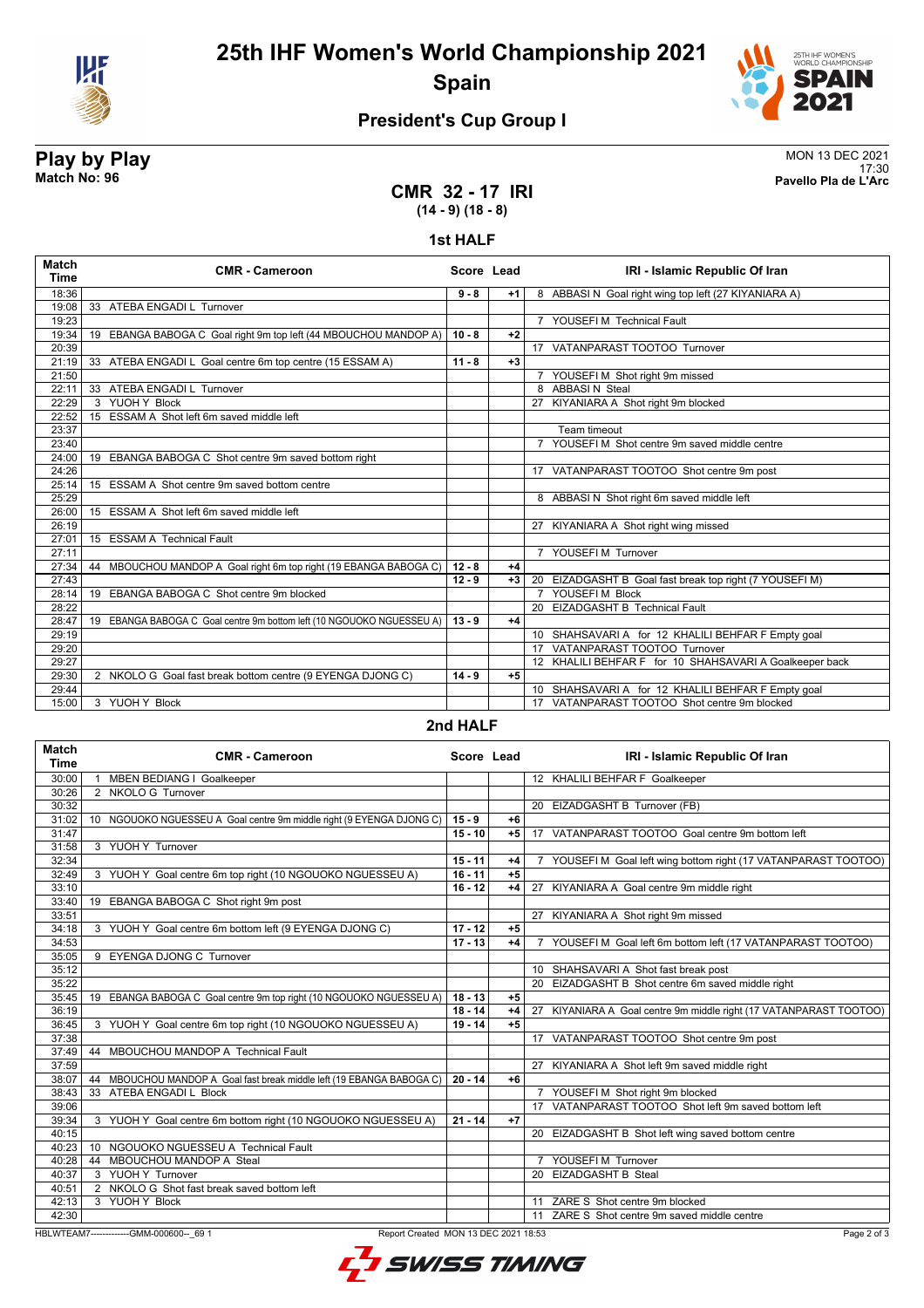# 25th IHF Women's World Championship 2021

## Spain

### President's Cup Group I

**Play by Play**
**Match No: 96**

MON 13 DEC 2021
17:30
**Pavello Pla de L'Arc**

## CMR 32 - 17 IRI
**(14 - 9) (18 - 8)**

### 1st HALF

| Match Time | CMR - Cameroon | Score | Lead | IRI - Islamic Republic Of Iran |
|---|---|---|---|---|
| 18:36 | | 9 - 8 | +1 | 8 ABBASI N Goal right wing top left (27 KIYANIARA A) |
| 19:08 | 33 ATEBA ENGADI L Turnover | | | |
| 19:23 | | | | 7 YOUSEFI M Technical Fault |
| 19:34 | 19 EBANGA BABOGA C Goal right 9m top left (44 MBOUCHOU MANDOP A) | 10 - 8 | +2 | |
| 20:39 | | | | 17 VATANPARAST TOOTOO Turnover |
| 21:19 | 33 ATEBA ENGADI L Goal centre 6m top centre (15 ESSAM A) | 11 - 8 | +3 | |
| 21:50 | | | | 7 YOUSEFI M Shot right 9m missed |
| 22:11 | 33 ATEBA ENGADI L Turnover | | | 8 ABBASI N Steal |
| 22:29 | 3 YUOH Y Block | | | 27 KIYANIARA A Shot right 9m blocked |
| 22:52 | 15 ESSAM A Shot left 6m saved middle left | | | |
| 23:37 | | | | Team timeout |
| 23:40 | | | | 7 YOUSEFI M Shot centre 9m saved middle centre |
| 24:00 | 19 EBANGA BABOGA C Shot centre 9m saved bottom right | | | |
| 24:26 | | | | 17 VATANPARAST TOOTOO Shot centre 9m post |
| 25:14 | 15 ESSAM A Shot centre 9m saved bottom centre | | | |
| 25:29 | | | | 8 ABBASI N Shot right 6m saved middle left |
| 26:00 | 15 ESSAM A Shot left 6m saved middle left | | | |
| 26:19 | | | | 27 KIYANIARA A Shot right wing missed |
| 27:01 | 15 ESSAM A Technical Fault | | | |
| 27:11 | | | | 7 YOUSEFI M Turnover |
| 27:34 | 44 MBOUCHOU MANDOP A Goal right 6m top right (19 EBANGA BABOGA C) | 12 - 8 | +4 | |
| 27:43 | | 12 - 9 | +3 | 20 EIZADGASHT B Goal fast break top right (7 YOUSEFI M) |
| 28:14 | 19 EBANGA BABOGA C Shot centre 9m blocked | | | 7 YOUSEFI M Block |
| 28:22 | | | | 20 EIZADGASHT B Technical Fault |
| 28:47 | 19 EBANGA BABOGA C Goal centre 9m bottom left (10 NGOUOKO NGUESSEU A) | 13 - 9 | +4 | |
| 29:19 | | | | 10 SHAHSAVARI A for 12 KHALILI BEHFAR F Empty goal |
| 29:20 | | | | 17 VATANPARAST TOOTOO Turnover |
| 29:27 | | | | 12 KHALILI BEHFAR F for 10 SHAHSAVARI A Goalkeeper back |
| 29:30 | 2 NKOLO G Goal fast break bottom centre (9 EYENGA DJONG C) | 14 - 9 | +5 | |
| 29:44 | | | | 10 SHAHSAVARI A for 12 KHALILI BEHFAR F Empty goal |
| 15:00 | 3 YUOH Y Block | | | 17 VATANPARAST TOOTOO Shot centre 9m blocked |

### 2nd HALF

| Match Time | CMR - Cameroon | Score | Lead | IRI - Islamic Republic Of Iran |
|---|---|---|---|---|
| 30:00 | 1 MBEN BEDIANG I Goalkeeper | | | 12 KHALILI BEHFAR F Goalkeeper |
| 30:26 | 2 NKOLO G Turnover | | | |
| 30:32 | | | | 20 EIZADGASHT B Turnover (FB) |
| 31:02 | 10 NGOUOKO NGUESSEU A Goal centre 9m middle right (9 EYENGA DJONG C) | 15 - 9 | +6 | |
| 31:47 | | 15 - 10 | +5 | 17 VATANPARAST TOOTOO Goal centre 9m bottom left |
| 31:58 | 3 YUOH Y Turnover | | | |
| 32:34 | | 15 - 11 | +4 | 7 YOUSEFI M Goal left wing bottom right (17 VATANPARAST TOOTOO) |
| 32:49 | 3 YUOH Y Goal centre 6m top right (10 NGOUOKO NGUESSEU A) | 16 - 11 | +5 | |
| 33:10 | | 16 - 12 | +4 | 27 KIYANIARA A Goal centre 9m middle right |
| 33:40 | 19 EBANGA BABOGA C Shot right 9m post | | | |
| 33:51 | | | | 27 KIYANIARA A Shot right 9m missed |
| 34:18 | 3 YUOH Y Goal centre 6m bottom left (9 EYENGA DJONG C) | 17 - 12 | +5 | |
| 34:53 | | 17 - 13 | +4 | 7 YOUSEFI M Goal left 6m bottom left (17 VATANPARAST TOOTOO) |
| 35:05 | 9 EYENGA DJONG C Turnover | | | |
| 35:12 | | | | 10 SHAHSAVARI A Shot fast break post |
| 35:22 | | | | 20 EIZADGASHT B Shot centre 6m saved middle right |
| 35:45 | 19 EBANGA BABOGA C Goal centre 9m top right (10 NGOUOKO NGUESSEU A) | 18 - 13 | +5 | |
| 36:19 | | 18 - 14 | +4 | 27 KIYANIARA A Goal centre 9m middle right (17 VATANPARAST TOOTOO) |
| 36:45 | 3 YUOH Y Goal centre 6m top right (10 NGOUOKO NGUESSEU A) | 19 - 14 | +5 | |
| 37:38 | | | | 17 VATANPARAST TOOTOO Shot centre 9m post |
| 37:49 | 44 MBOUCHOU MANDOP A Technical Fault | | | |
| 37:59 | | | | 27 KIYANIARA A Shot left 9m saved middle right |
| 38:07 | 44 MBOUCHOU MANDOP A Goal fast break middle left (19 EBANGA BABOGA C) | 20 - 14 | +6 | |
| 38:43 | 33 ATEBA ENGADI L Block | | | 7 YOUSEFI M Shot right 9m blocked |
| 39:06 | | | | 17 VATANPARAST TOOTOO Shot left 9m saved bottom left |
| 39:34 | 3 YUOH Y Goal centre 6m bottom right (10 NGOUOKO NGUESSEU A) | 21 - 14 | +7 | |
| 40:15 | | | | 20 EIZADGASHT B Shot left wing saved bottom centre |
| 40:23 | 10 NGOUOKO NGUESSEU A Technical Fault | | | |
| 40:28 | 44 MBOUCHOU MANDOP A Steal | | | 7 YOUSEFI M Turnover |
| 40:37 | 3 YUOH Y Turnover | | | 20 EIZADGASHT B Steal |
| 40:51 | 2 NKOLO G Shot fast break saved bottom left | | | |
| 42:13 | 3 YUOH Y Block | | | 11 ZARE S Shot centre 9m blocked |
| 42:30 | | | | 11 ZARE S Shot centre 9m saved middle centre |

HBLWTEAM7-------------GMM-000600--_69 1 Report Created MON 13 DEC 2021 18:53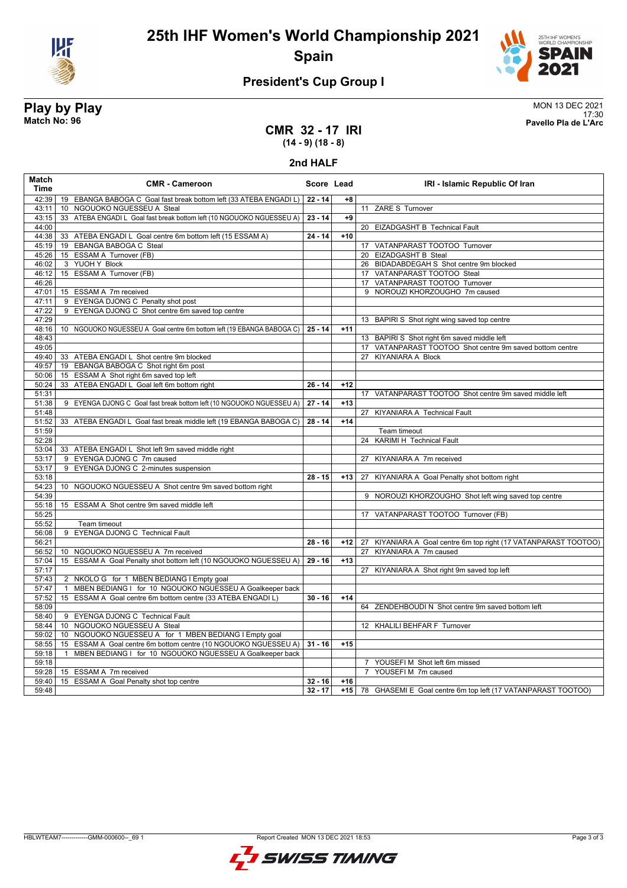# 25th IHF Women's World Championship 2021

## Spain

### President's Cup Group I

**Play by Play**
**Match No: 96**

MON 13 DEC 2021
17:30
**Pavello Pla de L'Arc**

## CMR 32 - 17 IRI

**(14 - 9) (18 - 8)**

### 2nd HALF

| Match Time | CMR - Cameroon | Score | Lead | IRI - Islamic Republic Of Iran |
|---|---|---|---|---|
| 42:39 | 19 EBANGA BABOGA C Goal fast break bottom left (33 ATEBA ENGADI L) | 22 - 14 | +8 | |
| 43:11 | 10 NGOUOKO NGUESSEU A Steal | | | 11 ZARE S Turnover |
| 43:15 | 33 ATEBA ENGADI L Goal fast break bottom left (10 NGOUOKO NGUESSEU A) | 23 - 14 | +9 | |
| 44:00 | | | | 20 EIZADGASHT B Technical Fault |
| 44:38 | 33 ATEBA ENGADI L Goal centre 6m bottom left (15 ESSAM A) | 24 - 14 | +10 | |
| 45:19 | 19 EBANGA BABOGA C Steal | | | 17 VATANPARAST TOOTOO Turnover |
| 45:26 | 15 ESSAM A Turnover (FB) | | | 20 EIZADGASHT B Steal |
| 46:02 | 3 YUOH Y Block | | | 26 BIDADABDEGAH S Shot centre 9m blocked |
| 46:12 | 15 ESSAM A Turnover (FB) | | | 17 VATANPARAST TOOTOO Steal |
| 46:26 | | | | 17 VATANPARAST TOOTOO Turnover |
| 47:01 | 15 ESSAM A 7m received | | | 9 NOROUZI KHORZOUGHO 7m caused |
| 47:11 | 9 EYENGA DJONG C Penalty shot post | | | |
| 47:22 | 9 EYENGA DJONG C Shot centre 6m saved top centre | | | |
| 47:29 | | | | 13 BAPIRI S Shot right wing saved top centre |
| 48:16 | 10 NGOUOKO NGUESSEU A Goal centre 6m bottom left (19 EBANGA BABOGA C) | 25 - 14 | +11 | |
| 48:43 | | | | 13 BAPIRI S Shot right 6m saved middle left |
| 49:05 | | | | 17 VATANPARAST TOOTOO Shot centre 9m saved bottom centre |
| 49:40 | 33 ATEBA ENGADI L Shot centre 9m blocked | | | 27 KIYANIARA A Block |
| 49:57 | 19 EBANGA BABOGA C Shot right 6m post | | | |
| 50:06 | 15 ESSAM A Shot right 6m saved top left | | | |
| 50:24 | 33 ATEBA ENGADI L Goal left 6m bottom right | 26 - 14 | +12 | |
| 51:31 | | | | 17 VATANPARAST TOOTOO Shot centre 9m saved middle left |
| 51:38 | 9 EYENGA DJONG C Goal fast break bottom left (10 NGOUOKO NGUESSEU A) | 27 - 14 | +13 | |
| 51:48 | | | | 27 KIYANIARA A Technical Fault |
| 51:52 | 33 ATEBA ENGADI L Goal fast break middle left (19 EBANGA BABOGA C) | 28 - 14 | +14 | |
| 51:59 | | | | Team timeout |
| 52:28 | | | | 24 KARIMI H Technical Fault |
| 53:04 | 33 ATEBA ENGADI L Shot left 9m saved middle right | | | |
| 53:17 | 9 EYENGA DJONG C 7m caused | | | 27 KIYANIARA A 7m received |
| 53:17 | 9 EYENGA DJONG C 2-minutes suspension | | | |
| 53:18 | | 28 - 15 | +13 | 27 KIYANIARA A Goal Penalty shot bottom right |
| 54:23 | 10 NGOUOKO NGUESSEU A Shot centre 9m saved bottom right | | | |
| 54:39 | | | | 9 NOROUZI KHORZOUGHO Shot left wing saved top centre |
| 55:18 | 15 ESSAM A Shot centre 9m saved middle left | | | |
| 55:25 | | | | 17 VATANPARAST TOOTOO Turnover (FB) |
| 55:52 | Team timeout | | | |
| 56:08 | 9 EYENGA DJONG C Technical Fault | | | |
| 56:21 | | 28 - 16 | +12 | 27 KIYANIARA A Goal centre 6m top right (17 VATANPARAST TOOTOO) |
| 56:52 | 10 NGOUOKO NGUESSEU A 7m received | | | 27 KIYANIARA A 7m caused |
| 57:04 | 15 ESSAM A Goal Penalty shot bottom left (10 NGOUOKO NGUESSEU A) | 29 - 16 | +13 | |
| 57:17 | | | | 27 KIYANIARA A Shot right 9m saved top left |
| 57:43 | 2 NKOLO G for 1 MBEN BEDIANG I Empty goal | | | |
| 57:47 | 1 MBEN BEDIANG I for 10 NGOUOKO NGUESSEU A Goalkeeper back | | | |
| 57:52 | 15 ESSAM A Goal centre 6m bottom centre (33 ATEBA ENGADI L) | 30 - 16 | +14 | |
| 58:09 | | | | 64 ZENDEHBOUDI N Shot centre 9m saved bottom left |
| 58:40 | 9 EYENGA DJONG C Technical Fault | | | |
| 58:44 | 10 NGOUOKO NGUESSEU A Steal | | | 12 KHALILI BEHFAR F Turnover |
| 59:02 | 10 NGOUOKO NGUESSEU A for 1 MBEN BEDIANG I Empty goal | | | |
| 58:55 | 15 ESSAM A Goal centre 6m bottom centre (10 NGOUOKO NGUESSEU A) | 31 - 16 | +15 | |
| 59:18 | 1 MBEN BEDIANG I for 10 NGOUOKO NGUESSEU A Goalkeeper back | | | |
| 59:18 | | | | 7 YOUSEFI M Shot left 6m missed |
| 59:28 | 15 ESSAM A 7m received | | | 7 YOUSEFI M 7m caused |
| 59:40 | 15 ESSAM A Goal Penalty shot top centre | 32 - 16 | +16 | |
| 59:48 | | 32 - 17 | +15 | 78 GHASEMI E Goal centre 6m top left (17 VATANPARAST TOOTOO) |

HBLWTEAM7--------------GMM-000600--_69 1 Report Created MON 13 DEC 2021 18:53